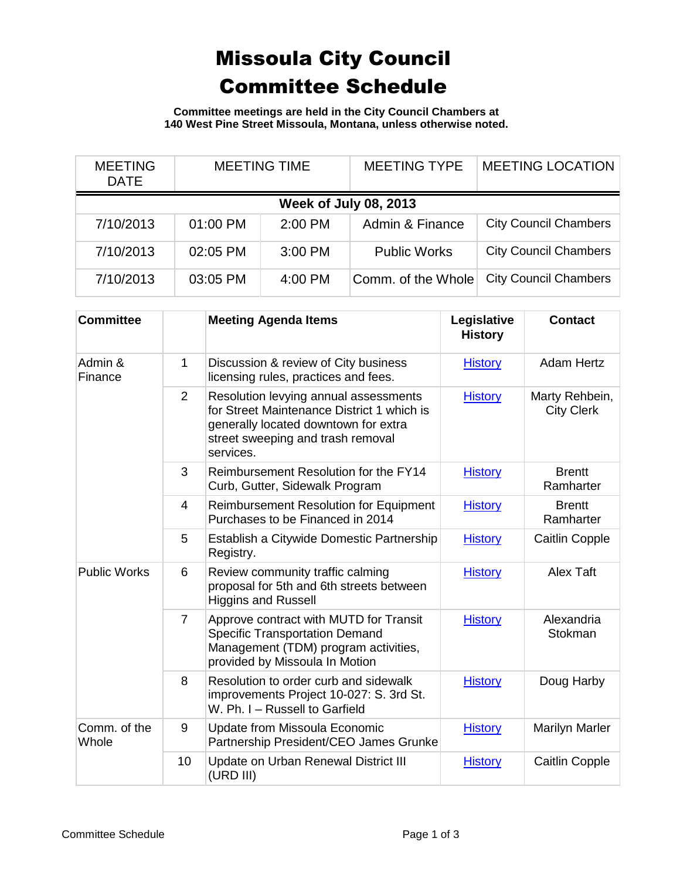# Missoula City Council Committee Schedule

**Committee meetings are held in the City Council Chambers at 140 West Pine Street Missoula, Montana, unless otherwise noted.**

| MEETING DATE | MEETING TIME | | MEETING TYPE | MEETING LOCATION |
|---|---|---|---|---|
| **Week of July 08, 2013** | | | | |
| 7/10/2013 | 01:00 PM | 2:00 PM | Admin & Finance | City Council Chambers |
| 7/10/2013 | 02:05 PM | 3:00 PM | Public Works | City Council Chambers |
| 7/10/2013 | 03:05 PM | 4:00 PM | Comm. of the Whole | City Council Chambers |

| Committee | | Meeting Agenda Items | Legislative History | Contact |
|---|---|---|---|---|
| Admin & Finance | 1 | Discussion & review of City business licensing rules, practices and fees. | History | Adam Hertz |
| | 2 | Resolution levying annual assessments for Street Maintenance District 1 which is generally located downtown for extra street sweeping and trash removal services. | History | Marty Rehbein, City Clerk |
| | 3 | Reimbursement Resolution for the FY14 Curb, Gutter, Sidewalk Program | History | Brentt Ramharter |
| | 4 | Reimbursement Resolution for Equipment Purchases to be Financed in 2014 | History | Brentt Ramharter |
| | 5 | Establish a Citywide Domestic Partnership Registry. | History | Caitlin Copple |
| Public Works | 6 | Review community traffic calming proposal for 5th and 6th streets between Higgins and Russell | History | Alex Taft |
| | 7 | Approve contract with MUTD for Transit Specific Transportation Demand Management (TDM) program activities, provided by Missoula In Motion | History | Alexandria Stokman |
| | 8 | Resolution to order curb and sidewalk improvements Project 10-027: S. 3rd St. W. Ph. I – Russell to Garfield | History | Doug Harby |
| Comm. of the Whole | 9 | Update from Missoula Economic Partnership President/CEO James Grunke | History | Marilyn Marler |
| | 10 | Update on Urban Renewal District III (URD III) | History | Caitlin Copple |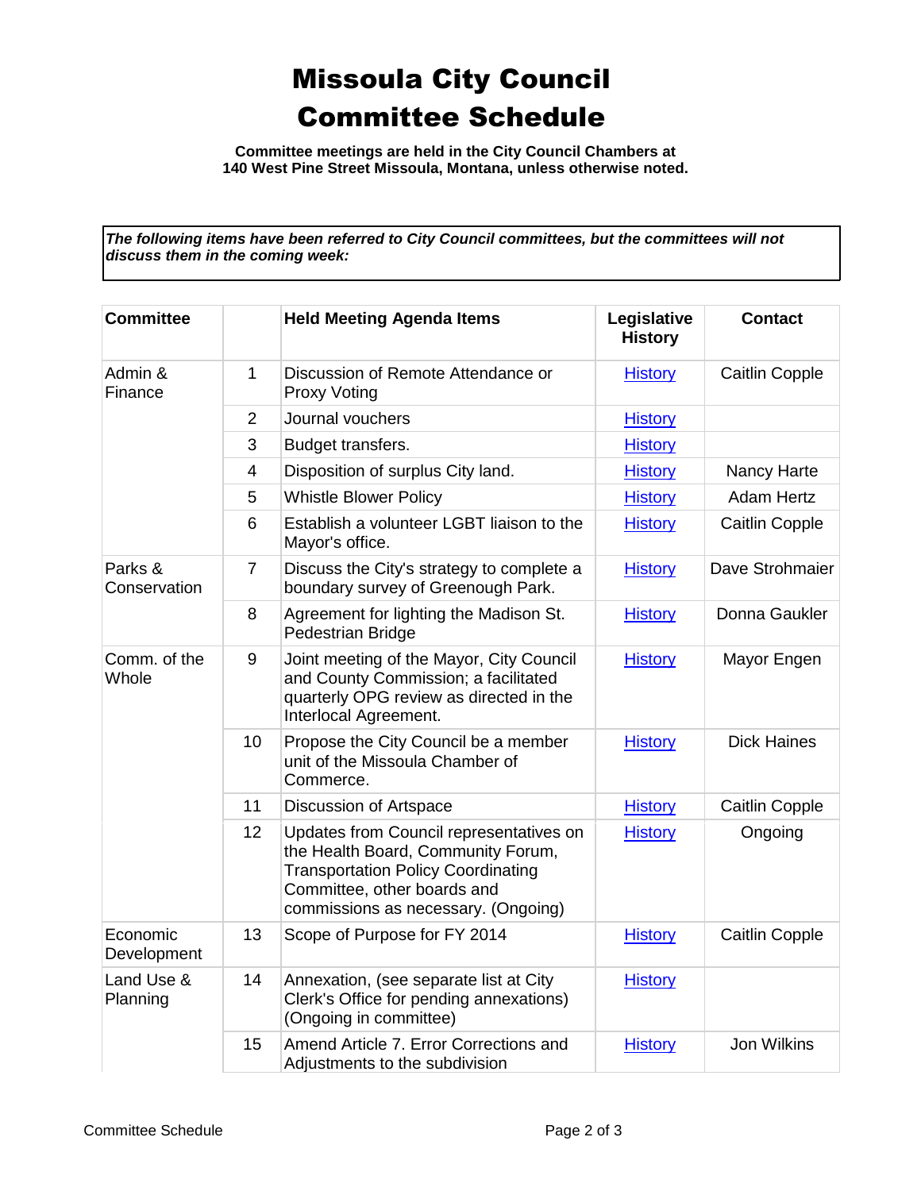# Missoula City Council Committee Schedule

**Committee meetings are held in the City Council Chambers at 140 West Pine Street Missoula, Montana, unless otherwise noted.**

***The following items have been referred to City Council committees, but the committees will not discuss them in the coming week:***

| Committee | | Held Meeting Agenda Items | Legislative History | Contact |
|---|---|---|---|---|
| Admin & Finance | 1 | Discussion of Remote Attendance or Proxy Voting | History | Caitlin Copple |
| | 2 | Journal vouchers | History | |
| | 3 | Budget transfers. | History | |
| | 4 | Disposition of surplus City land. | History | Nancy Harte |
| | 5 | Whistle Blower Policy | History | Adam Hertz |
| | 6 | Establish a volunteer LGBT liaison to the Mayor's office. | History | Caitlin Copple |
| Parks & Conservation | 7 | Discuss the City's strategy to complete a boundary survey of Greenough Park. | History | Dave Strohmaier |
| | 8 | Agreement for lighting the Madison St. Pedestrian Bridge | History | Donna Gaukler |
| Comm. of the Whole | 9 | Joint meeting of the Mayor, City Council and County Commission; a facilitated quarterly OPG review as directed in the Interlocal Agreement. | History | Mayor Engen |
| | 10 | Propose the City Council be a member unit of the Missoula Chamber of Commerce. | History | Dick Haines |
| | 11 | Discussion of Artspace | History | Caitlin Copple |
| | 12 | Updates from Council representatives on the Health Board, Community Forum, Transportation Policy Coordinating Committee, other boards and commissions as necessary. (Ongoing) | History | Ongoing |
| Economic Development | 13 | Scope of Purpose for FY 2014 | History | Caitlin Copple |
| Land Use & Planning | 14 | Annexation, (see separate list at City Clerk's Office for pending annexations) (Ongoing in committee) | History | |
| | 15 | Amend Article 7. Error Corrections and Adjustments to the subdivision | History | Jon Wilkins |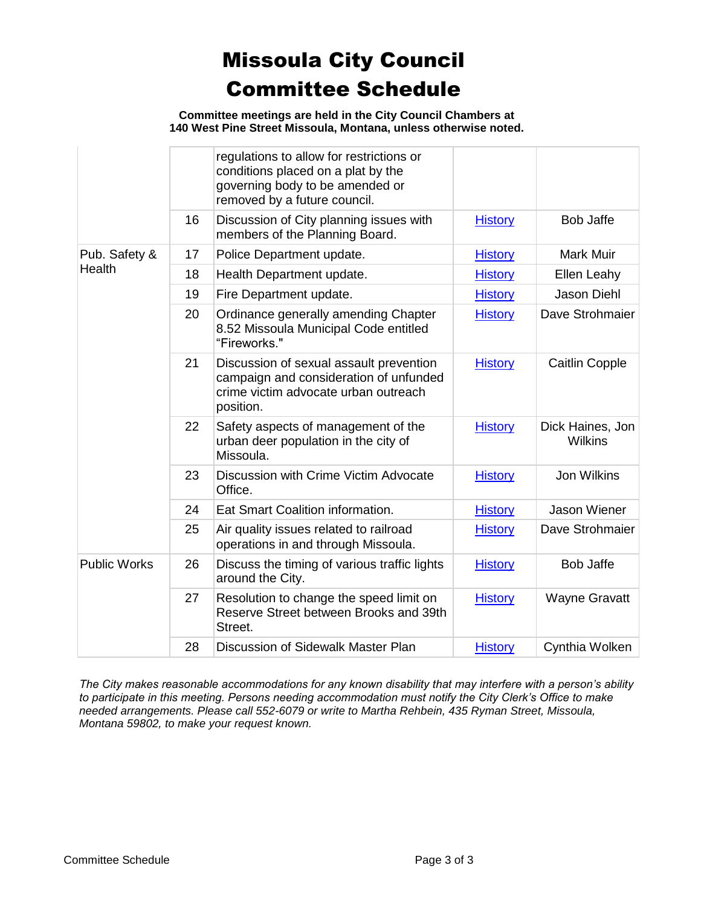# Missoula City Council Committee Schedule

**Committee meetings are held in the City Council Chambers at 140 West Pine Street Missoula, Montana, unless otherwise noted.**

| | | | | |
|---|---|---|---|---|
| | | regulations to allow for restrictions or conditions placed on a plat by the governing body to be amended or removed by a future council. | | |
| | 16 | Discussion of City planning issues with members of the Planning Board. | History | Bob Jaffe |
| Pub. Safety & Health | 17 | Police Department update. | History | Mark Muir |
| | 18 | Health Department update. | History | Ellen Leahy |
| | 19 | Fire Department update. | History | Jason Diehl |
| | 20 | Ordinance generally amending Chapter 8.52 Missoula Municipal Code entitled "Fireworks." | History | Dave Strohmaier |
| | 21 | Discussion of sexual assault prevention campaign and consideration of unfunded crime victim advocate urban outreach position. | History | Caitlin Copple |
| | 22 | Safety aspects of management of the urban deer population in the city of Missoula. | History | Dick Haines, Jon Wilkins |
| | 23 | Discussion with Crime Victim Advocate Office. | History | Jon Wilkins |
| | 24 | Eat Smart Coalition information. | History | Jason Wiener |
| | 25 | Air quality issues related to railroad operations in and through Missoula. | History | Dave Strohmaier |
| Public Works | 26 | Discuss the timing of various traffic lights around the City. | History | Bob Jaffe |
| | 27 | Resolution to change the speed limit on Reserve Street between Brooks and 39th Street. | History | Wayne Gravatt |
| | 28 | Discussion of Sidewalk Master Plan | History | Cynthia Wolken |

*The City makes reasonable accommodations for any known disability that may interfere with a person's ability to participate in this meeting. Persons needing accommodation must notify the City Clerk's Office to make needed arrangements. Please call 552-6079 or write to Martha Rehbein, 435 Ryman Street, Missoula, Montana 59802, to make your request known.*